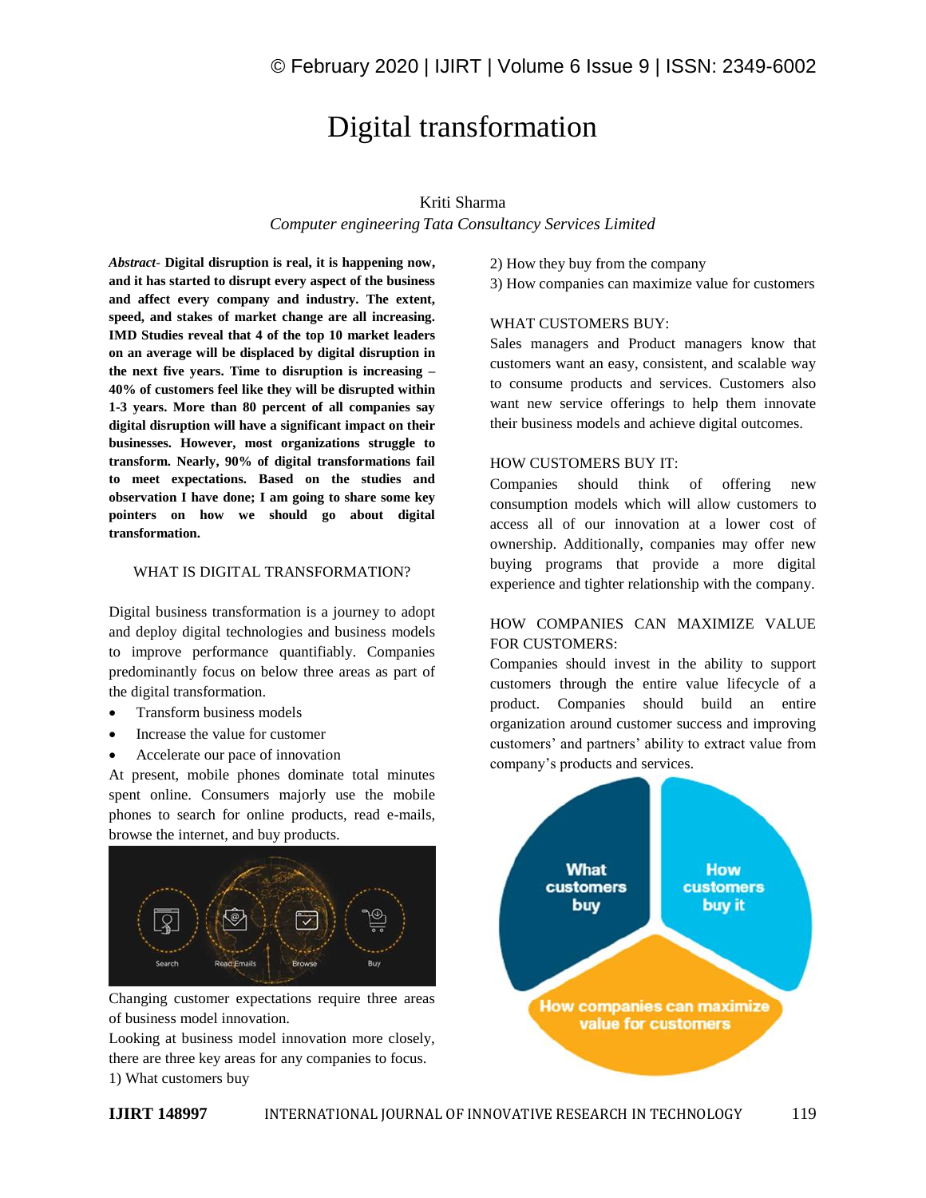# Digital transformation

Kriti Sharma

*Computer engineering Tata Consultancy Services Limited*

***Abstract*- Digital disruption is real, it is happening now, and it has started to disrupt every aspect of the business and affect every company and industry. The extent, speed, and stakes of market change are all increasing. IMD Studies reveal that 4 of the top 10 market leaders on an average will be displaced by digital disruption in the next five years. Time to disruption is increasing – 40% of customers feel like they will be disrupted within 1-3 years. More than 80 percent of all companies say digital disruption will have a significant impact on their businesses. However, most organizations struggle to transform. Nearly, 90% of digital transformations fail to meet expectations. Based on the studies and observation I have done; I am going to share some key pointers on how we should go about digital transformation.**

## WHAT IS DIGITAL TRANSFORMATION?

Digital business transformation is a journey to adopt and deploy digital technologies and business models to improve performance quantifiably. Companies predominantly focus on below three areas as part of the digital transformation.

- Transform business models
- Increase the value for customer
- Accelerate our pace of innovation

At present, mobile phones dominate total minutes spent online. Consumers majorly use the mobile phones to search for online products, read e-mails, browse the internet, and buy products.

Changing customer expectations require three areas of business model innovation.

Looking at business model innovation more closely, there are three key areas for any companies to focus.

1) What customers buy
2) How they buy from the company
3) How companies can maximize value for customers

WHAT CUSTOMERS BUY:

Sales managers and Product managers know that customers want an easy, consistent, and scalable way to consume products and services. Customers also want new service offerings to help them innovate their business models and achieve digital outcomes.

HOW CUSTOMERS BUY IT:

Companies should think of offering new consumption models which will allow customers to access all of our innovation at a lower cost of ownership. Additionally, companies may offer new buying programs that provide a more digital experience and tighter relationship with the company.

HOW COMPANIES CAN MAXIMIZE VALUE FOR CUSTOMERS:

Companies should invest in the ability to support customers through the entire value lifecycle of a product. Companies should build an entire organization around customer success and improving customers' and partners' ability to extract value from company's products and services.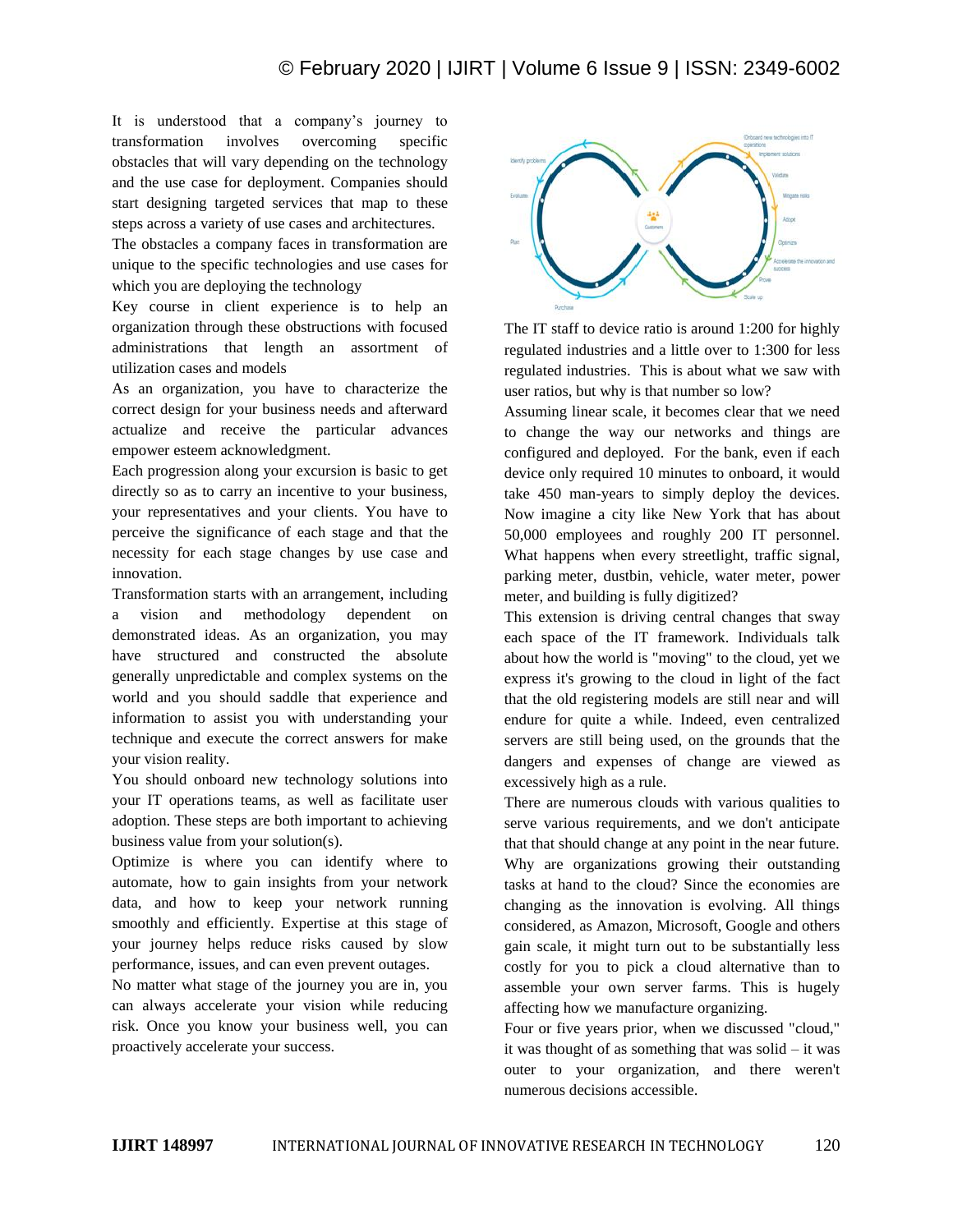It is understood that a company's journey to transformation involves overcoming specific obstacles that will vary depending on the technology and the use case for deployment. Companies should start designing targeted services that map to these steps across a variety of use cases and architectures.

The obstacles a company faces in transformation are unique to the specific technologies and use cases for which you are deploying the technology

Key course in client experience is to help an organization through these obstructions with focused administrations that length an assortment of utilization cases and models

As an organization, you have to characterize the correct design for your business needs and afterward actualize and receive the particular advances empower esteem acknowledgment.

Each progression along your excursion is basic to get directly so as to carry an incentive to your business, your representatives and your clients. You have to perceive the significance of each stage and that the necessity for each stage changes by use case and innovation.

Transformation starts with an arrangement, including a vision and methodology dependent on demonstrated ideas. As an organization, you may have structured and constructed the absolute generally unpredictable and complex systems on the world and you should saddle that experience and information to assist you with understanding your technique and execute the correct answers for make your vision reality.

You should onboard new technology solutions into your IT operations teams, as well as facilitate user adoption. These steps are both important to achieving business value from your solution(s).

Optimize is where you can identify where to automate, how to gain insights from your network data, and how to keep your network running smoothly and efficiently. Expertise at this stage of your journey helps reduce risks caused by slow performance, issues, and can even prevent outages.

No matter what stage of the journey you are in, you can always accelerate your vision while reducing risk. Once you know your business well, you can proactively accelerate your success.

The IT staff to device ratio is around 1:200 for highly regulated industries and a little over to 1:300 for less regulated industries. This is about what we saw with user ratios, but why is that number so low?

Assuming linear scale, it becomes clear that we need to change the way our networks and things are configured and deployed. For the bank, even if each device only required 10 minutes to onboard, it would take 450 man-years to simply deploy the devices. Now imagine a city like New York that has about 50,000 employees and roughly 200 IT personnel. What happens when every streetlight, traffic signal, parking meter, dustbin, vehicle, water meter, power meter, and building is fully digitized?

This extension is driving central changes that sway each space of the IT framework. Individuals talk about how the world is "moving" to the cloud, yet we express it's growing to the cloud in light of the fact that the old registering models are still near and will endure for quite a while. Indeed, even centralized servers are still being used, on the grounds that the dangers and expenses of change are viewed as excessively high as a rule.

There are numerous clouds with various qualities to serve various requirements, and we don't anticipate that that should change at any point in the near future. Why are organizations growing their outstanding tasks at hand to the cloud? Since the economies are changing as the innovation is evolving. All things considered, as Amazon, Microsoft, Google and others gain scale, it might turn out to be substantially less costly for you to pick a cloud alternative than to assemble your own server farms. This is hugely affecting how we manufacture organizing.

Four or five years prior, when we discussed "cloud," it was thought of as something that was solid – it was outer to your organization, and there weren't numerous decisions accessible.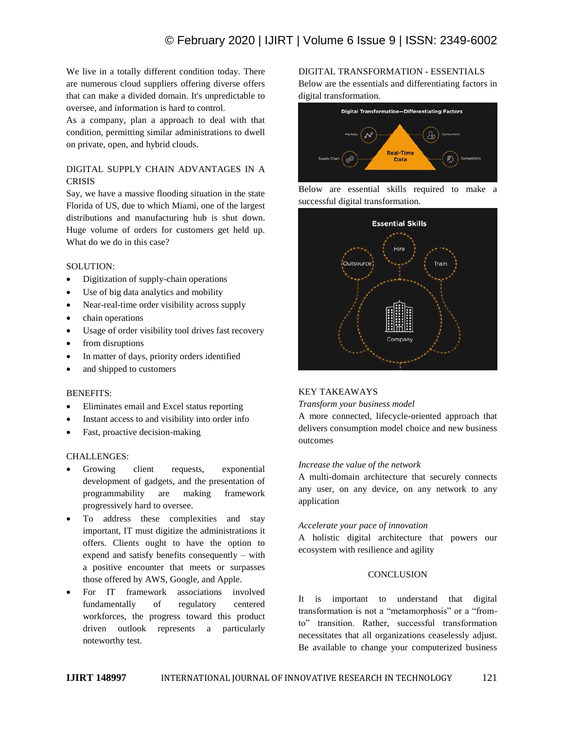We live in a totally different condition today. There are numerous cloud suppliers offering diverse offers that can make a divided domain. It's unpredictable to oversee, and information is hard to control.

As a company, plan a approach to deal with that condition, permitting similar administrations to dwell on private, open, and hybrid clouds.

## DIGITAL SUPPLY CHAIN ADVANTAGES IN A CRISIS

Say, we have a massive flooding situation in the state Florida of US, due to which Miami, one of the largest distributions and manufacturing hub is shut down. Huge volume of orders for customers get held up. What do we do in this case?

SOLUTION:

- Digitization of supply-chain operations
- Use of big data analytics and mobility
- Near-real-time order visibility across supply
- chain operations
- Usage of order visibility tool drives fast recovery
- from disruptions
- In matter of days, priority orders identified
- and shipped to customers

BENEFITS:

- Eliminates email and Excel status reporting
- Instant access to and visibility into order info
- Fast, proactive decision-making

CHALLENGES:

- Growing client requests, exponential development of gadgets, and the presentation of programmability are making framework progressively hard to oversee.
- To address these complexities and stay important, IT must digitize the administrations it offers. Clients ought to have the option to expend and satisfy benefits consequently – with a positive encounter that meets or surpasses those offered by AWS, Google, and Apple.
- For IT framework associations involved fundamentally of regulatory centered workforces, the progress toward this product driven outlook represents a particularly noteworthy test.

## DIGITAL TRANSFORMATION - ESSENTIALS

Below are the essentials and differentiating factors in digital transformation.

Digital Transformation—Differentiating Factors

Markets, Consumers, Real-Time Data, Supply Chain, Competitors

Below are essential skills required to make a successful digital transformation.

Essential Skills

Hire, Outsource, Train, Company

## KEY TAKEAWAYS

*Transform your business model*

A more connected, lifecycle-oriented approach that delivers consumption model choice and new business outcomes

*Increase the value of the network*

A multi-domain architecture that securely connects any user, on any device, on any network to any application

*Accelerate your pace of innovation*

A holistic digital architecture that powers our ecosystem with resilience and agility

## CONCLUSION

It is important to understand that digital transformation is not a "metamorphosis" or a "from-to" transition. Rather, successful transformation necessitates that all organizations ceaselessly adjust. Be available to change your computerized business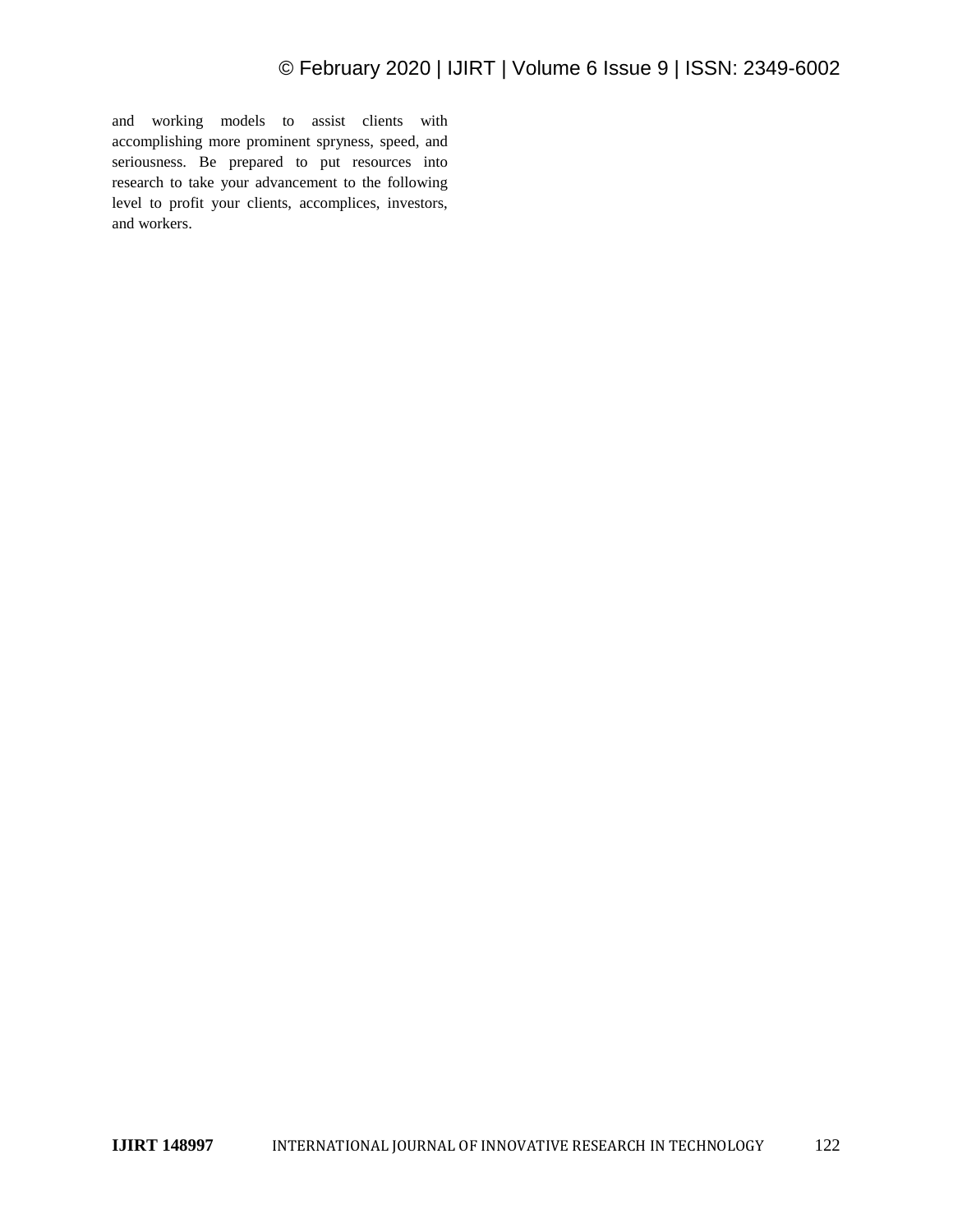and working models to assist clients with accomplishing more prominent spryness, speed, and seriousness. Be prepared to put resources into research to take your advancement to the following level to profit your clients, accomplices, investors, and workers.